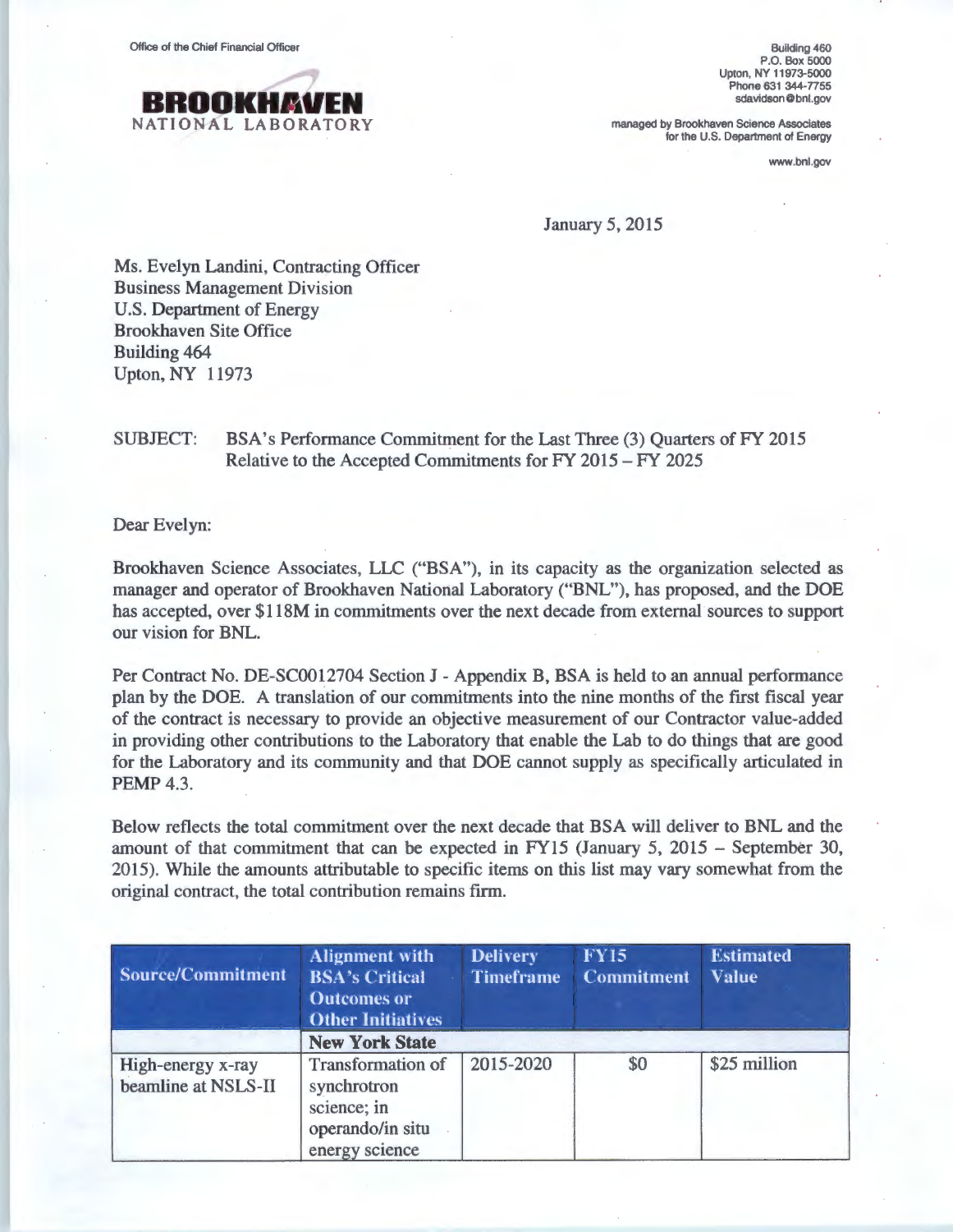Office of the Chief Financial Officer

**BROOKHAVEN**
NATIONAL LABORATORY

Building 460
P.O. Box 5000
Upton, NY 11973-5000
Phone 631 344-7755
sdavidson@bnl.gov

managed by Brookhaven Science Associates
for the U.S. Department of Energy

www.bnl.gov

January 5, 2015

Ms. Evelyn Landini, Contracting Officer
Business Management Division
U.S. Department of Energy
Brookhaven Site Office
Building 464
Upton, NY 11973

SUBJECT: BSA's Performance Commitment for the Last Three (3) Quarters of FY 2015 Relative to the Accepted Commitments for FY 2015 – FY 2025

Dear Evelyn:

Brookhaven Science Associates, LLC ("BSA"), in its capacity as the organization selected as manager and operator of Brookhaven National Laboratory ("BNL"), has proposed, and the DOE has accepted, over $118M in commitments over the next decade from external sources to support our vision for BNL.

Per Contract No. DE-SC0012704 Section J - Appendix B, BSA is held to an annual performance plan by the DOE. A translation of our commitments into the nine months of the first fiscal year of the contract is necessary to provide an objective measurement of our Contractor value-added in providing other contributions to the Laboratory that enable the Lab to do things that are good for the Laboratory and its community and that DOE cannot supply as specifically articulated in PEMP 4.3.

Below reflects the total commitment over the next decade that BSA will deliver to BNL and the amount of that commitment that can be expected in FY15 (January 5, 2015 – September 30, 2015). While the amounts attributable to specific items on this list may vary somewhat from the original contract, the total contribution remains firm.

| Source/Commitment | Alignment with BSA's Critical Outcomes or Other Initiatives | Delivery Timeframe | FY15 Commitment | Estimated Value |
|---|---|---|---|---|
| | **New York State** | | | |
| High-energy x-ray beamline at NSLS-II | Transformation of synchrotron science; in operando/in situ energy science | 2015-2020 | $0 | $25 million |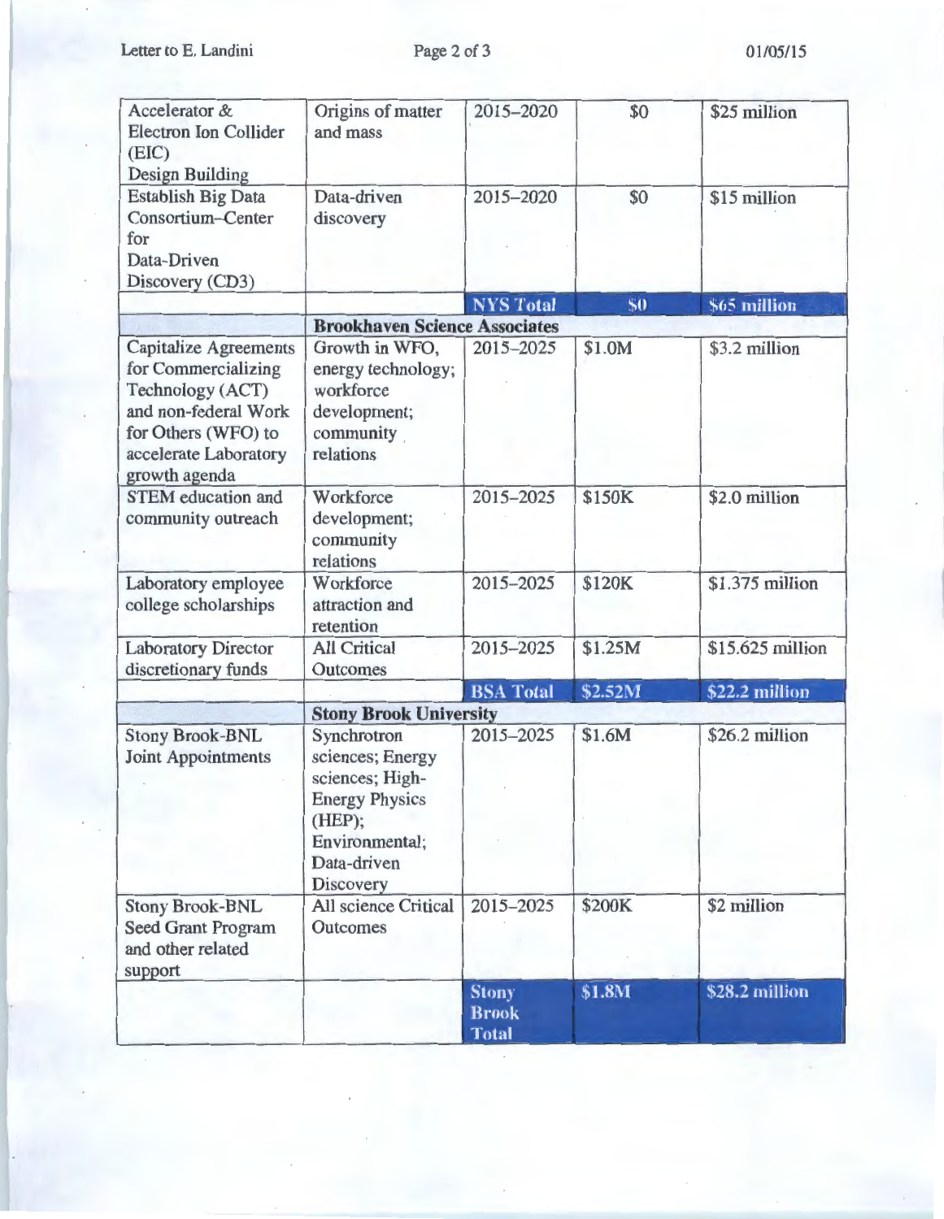| | | | | |
|---|---|---|---|---|
| Accelerator & Electron Ion Collider (EIC) Design Building | Origins of matter and mass | 2015–2020 | $0 | $25 million |
| Establish Big Data Consortium–Center for Data-Driven Discovery (CD3) | Data-driven discovery | 2015–2020 | $0 | $15 million |
| | | **NYS Total** | **$0** | **$65 million** |
| | **Brookhaven Science Associates** | | | |
| Capitalize Agreements for Commercializing Technology (ACT) and non-federal Work for Others (WFO) to accelerate Laboratory growth agenda | Growth in WFO, energy technology; workforce development; community relations | 2015–2025 | $1.0M | $3.2 million |
| STEM education and community outreach | Workforce development; community relations | 2015–2025 | $150K | $2.0 million |
| Laboratory employee college scholarships | Workforce attraction and retention | 2015–2025 | $120K | $1.375 million |
| Laboratory Director discretionary funds | All Critical Outcomes | 2015–2025 | $1.25M | $15.625 million |
| | | **BSA Total** | **$2.52M** | **$22.2 million** |
| | **Stony Brook University** | | | |
| Stony Brook-BNL Joint Appointments | Synchrotron sciences; Energy sciences; High-Energy Physics (HEP); Environmental; Data-driven Discovery | 2015–2025 | $1.6M | $26.2 million |
| Stony Brook-BNL Seed Grant Program and other related support | All science Critical Outcomes | 2015–2025 | $200K | $2 million |
| | | **Stony Brook Total** | **$1.8M** | **$28.2 million** |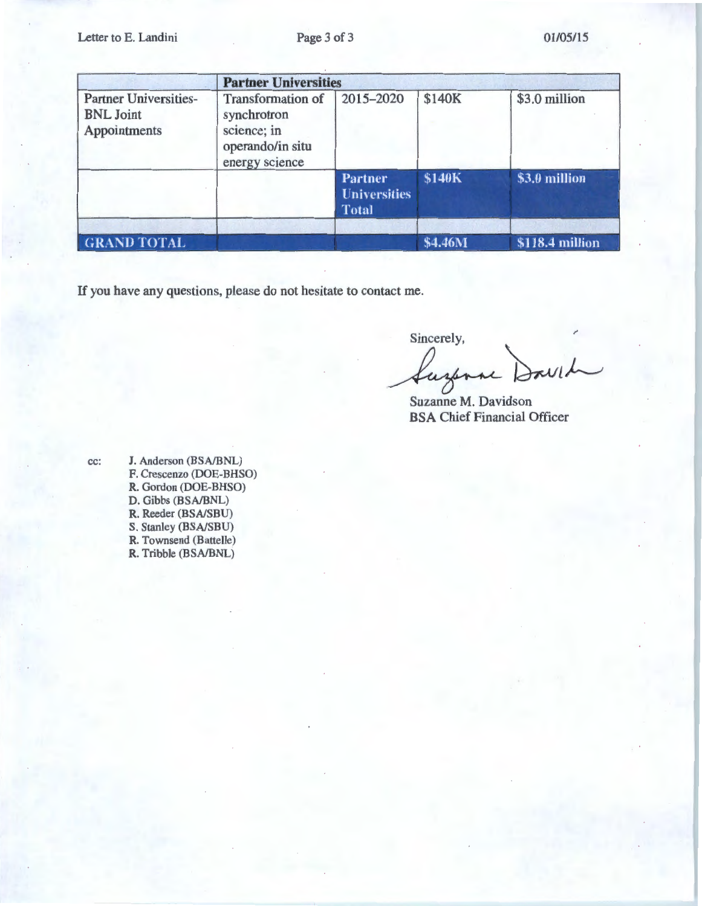| | Partner Universities | | | |
|---|---|---|---|---|
| Partner Universities-BNL Joint Appointments | Transformation of synchrotron science; in operando/in situ energy science | 2015–2020 | $140K | $3.0 million |
| | | Partner Universities Total | $140K | $3.0 million |
| | | | | |
| GRAND TOTAL | | | $4.46M | $118.4 million |

If you have any questions, please do not hesitate to contact me.

Sincerely,

Suzanne M. Davidson
BSA Chief Financial Officer

cc: J. Anderson (BSA/BNL)
F. Crescenzo (DOE-BHSO)
R. Gordon (DOE-BHSO)
D. Gibbs (BSA/BNL)
R. Reeder (BSA/SBU)
S. Stanley (BSA/SBU)
R. Townsend (Battelle)
R. Tribble (BSA/BNL)